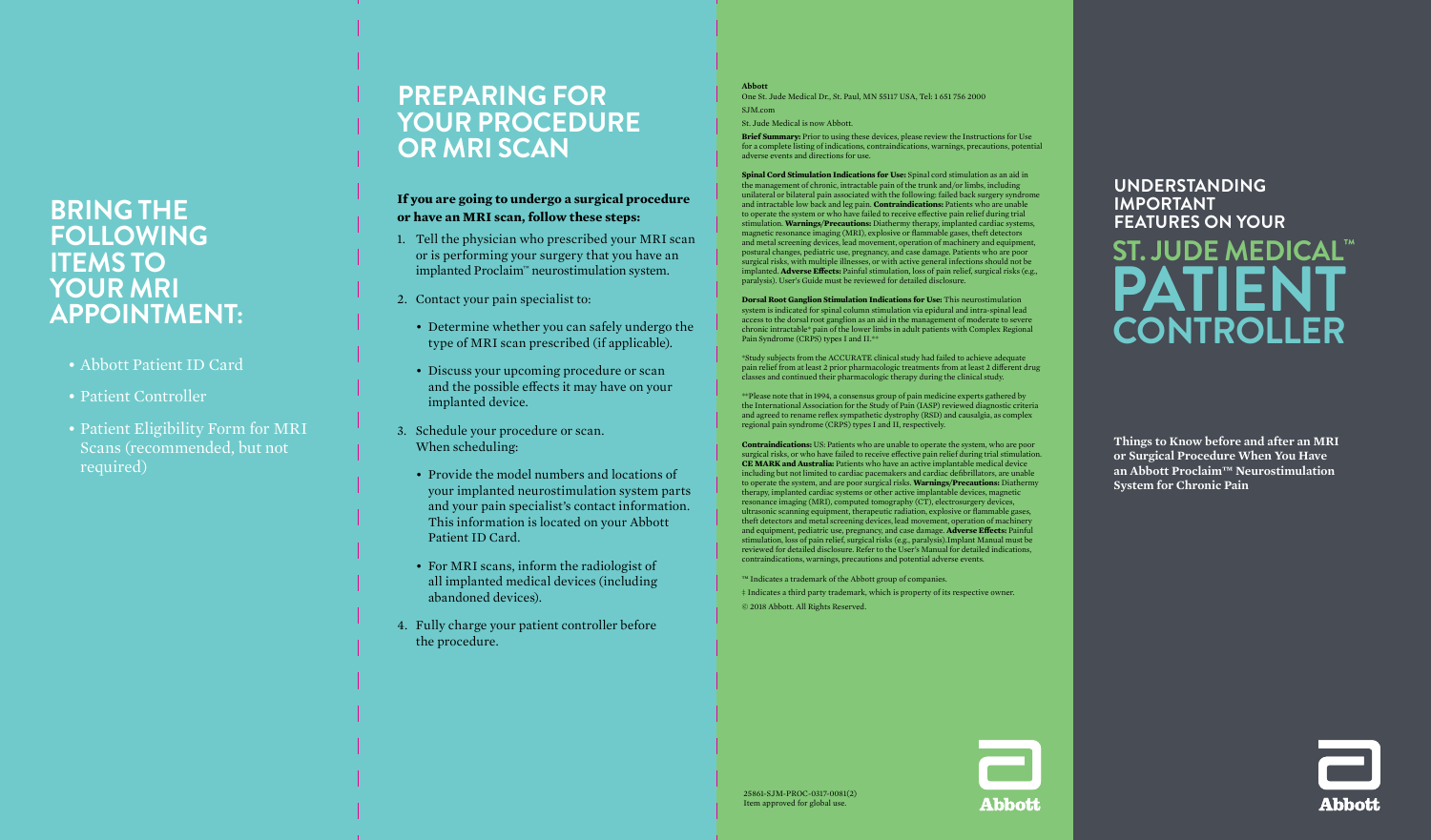# BRING THE FOLLOWING ITEMS TO YOUR MRI APPOINTMENT:

- Abbott Patient ID Card
- Patient Controller
- Patient Eligibility Form for MRI Scans (recommended, but not required)

# PREPARING FOR YOUR PROCEDURE OR MRI SCAN

**If you are going to undergo a surgical procedure or have an MRI scan, follow these steps:**

1. Tell the physician who prescribed your MRI scan or is performing your surgery that you have an implanted Proclaim™ neurostimulation system.
2. Contact your pain specialist to:
   - Determine whether you can safely undergo the type of MRI scan prescribed (if applicable).
   - Discuss your upcoming procedure or scan and the possible effects it may have on your implanted device.
3. Schedule your procedure or scan. When scheduling:
   - Provide the model numbers and locations of your implanted neurostimulation system parts and your pain specialist's contact information. This information is located on your Abbott Patient ID Card.
   - For MRI scans, inform the radiologist of all implanted medical devices (including abandoned devices).
4. Fully charge your patient controller before the procedure.

**Abbott**
One St. Jude Medical Dr., St. Paul, MN 55117 USA, Tel: 1 651 756 2000
SJM.com
St. Jude Medical is now Abbott.

**Brief Summary:** Prior to using these devices, please review the Instructions for Use for a complete listing of indications, contraindications, warnings, precautions, potential adverse events and directions for use.

**Spinal Cord Stimulation Indications for Use:** Spinal cord stimulation as an aid in the management of chronic, intractable pain of the trunk and/or limbs, including unilateral or bilateral pain associated with the following: failed back surgery syndrome and intractable low back and leg pain. **Contraindications:** Patients who are unable to operate the system or who have failed to receive effective pain relief during trial stimulation. **Warnings/Precautions:** Diathermy therapy, implanted cardiac systems, magnetic resonance imaging (MRI), explosive or flammable gases, theft detectors and metal screening devices, lead movement, operation of machinery and equipment, postural changes, pediatric use, pregnancy, and case damage. Patients who are poor surgical risks, with multiple illnesses, or with active general infections should not be implanted. **Adverse Effects:** Painful stimulation, loss of pain relief, surgical risks (e.g., paralysis). User's Guide must be reviewed for detailed disclosure.

**Dorsal Root Ganglion Stimulation Indications for Use:** This neurostimulation system is indicated for spinal column stimulation via epidural and intra-spinal lead access to the dorsal root ganglion as an aid in the management of moderate to severe chronic intractable* pain of the lower limbs in adult patients with Complex Regional Pain Syndrome (CRPS) types I and II.**

*Study subjects from the ACCURATE clinical study had failed to achieve adequate pain relief from at least 2 prior pharmacologic treatments from at least 2 different drug classes and continued their pharmacologic therapy during the clinical study.

**Please note that in 1994, a consensus group of pain medicine experts gathered by the International Association for the Study of Pain (IASP) reviewed diagnostic criteria and agreed to rename reflex sympathetic dystrophy (RSD) and causalgia, as complex regional pain syndrome (CRPS) types I and II, respectively.

**Contraindications:** US: Patients who are unable to operate the system, who are poor surgical risks, or who have failed to receive effective pain relief during trial stimulation. **CE MARK and Australia:** Patients who have an active implantable medical device including but not limited to cardiac pacemakers and cardiac defibrillators, are unable to operate the system, and are poor surgical risks. **Warnings/Precautions:** Diathermy therapy, implanted cardiac systems or other active implantable devices, magnetic resonance imaging (MRI), computed tomography (CT), electrosurgery devices, ultrasonic scanning equipment, therapeutic radiation, explosive or flammable gases, theft detectors and metal screening devices, lead movement, operation of machinery and equipment, pediatric use, pregnancy, and case damage. **Adverse Effects:** Painful stimulation, loss of pain relief, surgical risks (e.g., paralysis).Implant Manual must be reviewed for detailed disclosure. Refer to the User's Manual for detailed indications, contraindications, warnings, precautions and potential adverse events.

™ Indicates a trademark of the Abbott group of companies.
‡ Indicates a third party trademark, which is property of its respective owner.
© 2018 Abbott. All Rights Reserved.

25861-SJM-PROC-0317-0081(2)
Item approved for global use.

Abbott

## UNDERSTANDING IMPORTANT FEATURES ON YOUR

# ST. JUDE MEDICAL™ PATIENT CONTROLLER

**Things to Know before and after an MRI or Surgical Procedure When You Have an Abbott Proclaim™ Neurostimulation System for Chronic Pain**

Abbott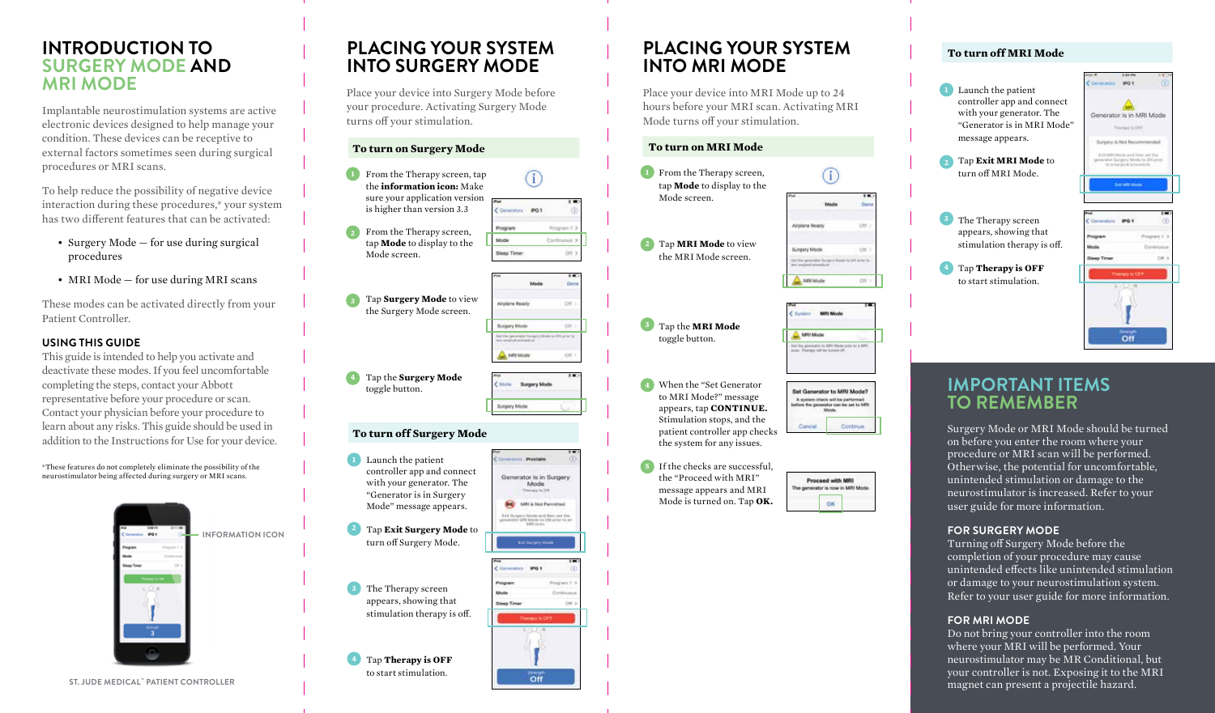# INTRODUCTION TO SURGERY MODE AND MRI MODE

Implantable neurostimulation systems are active electronic devices designed to help manage your condition. These devices can be receptive to external factors sometimes seen during surgical procedures or MRI scans.

To help reduce the possibility of negative device interaction during these procedures,* your system has two different features that can be activated:

- Surgery Mode — for use during surgical procedures
- MRI Mode — for use during MRI scans

These modes can be activated directly from your Patient Controller.

## USING THIS GUIDE

This guide is intended to help you activate and deactivate these modes. If you feel uncomfortable completing the steps, contact your Abbott representative before your procedure or scan. Contact your physician before your procedure to learn about any risks. This guide should be used in addition to the Instructions for Use for your device.

*These features do not completely eliminate the possibility of the neurostimulator being affected during surgery or MRI scans.

INFORMATION ICON

ST. JUDE MEDICAL™ PATIENT CONTROLLER

# PLACING YOUR SYSTEM INTO SURGERY MODE

Place your device into Surgery Mode before your procedure. Activating Surgery Mode turns off your stimulation.

### To turn on Surgery Mode

1. From the Therapy screen, tap the **information icon:** Make sure your application version is higher than version 3.3
2. From the Therapy screen, tap **Mode** to display to the Mode screen.
3. Tap **Surgery Mode** to view the Surgery Mode screen.
4. Tap the **Surgery Mode** toggle button.

### To turn off Surgery Mode

1. Launch the patient controller app and connect with your generator. The "Generator is in Surgery Mode" message appears.
2. Tap **Exit Surgery Mode** to turn off Surgery Mode.
3. The Therapy screen appears, showing that stimulation therapy is off.
4. Tap **Therapy is OFF** to start stimulation.

# PLACING YOUR SYSTEM INTO MRI MODE

Place your device into MRI Mode up to 24 hours before your MRI scan. Activating MRI Mode turns off your stimulation.

### To turn on MRI Mode

1. From the Therapy screen, tap **Mode** to display to the Mode screen.
2. Tap **MRI Mode** to view the MRI Mode screen.
3. Tap the **MRI Mode** toggle button.
4. When the "Set Generator to MRI Mode?" message appears, tap **CONTINUE.** Stimulation stops, and the patient controller app checks the system for any issues.
5. If the checks are successful, the "Proceed with MRI" message appears and MRI Mode is turned on. Tap **OK.**

### To turn off MRI Mode

1. Launch the patient controller app and connect with your generator. The "Generator is in MRI Mode" message appears.
2. Tap **Exit MRI Mode** to turn off MRI Mode.
3. The Therapy screen appears, showing that stimulation therapy is off.
4. Tap **Therapy is OFF** to start stimulation.

# IMPORTANT ITEMS TO REMEMBER

Surgery Mode or MRI Mode should be turned on before you enter the room where your procedure or MRI scan will be performed. Otherwise, the potential for uncomfortable, unintended stimulation or damage to the neurostimulator is increased. Refer to your user guide for more information.

## FOR SURGERY MODE

Turning off Surgery Mode before the completion of your procedure may cause unintended effects like unintended stimulation or damage to your neurostimulation system. Refer to your user guide for more information.

## FOR MRI MODE

Do not bring your controller into the room where your MRI will be performed. Your neurostimulator may be MR Conditional, but your controller is not. Exposing it to the MRI magnet can present a projectile hazard.